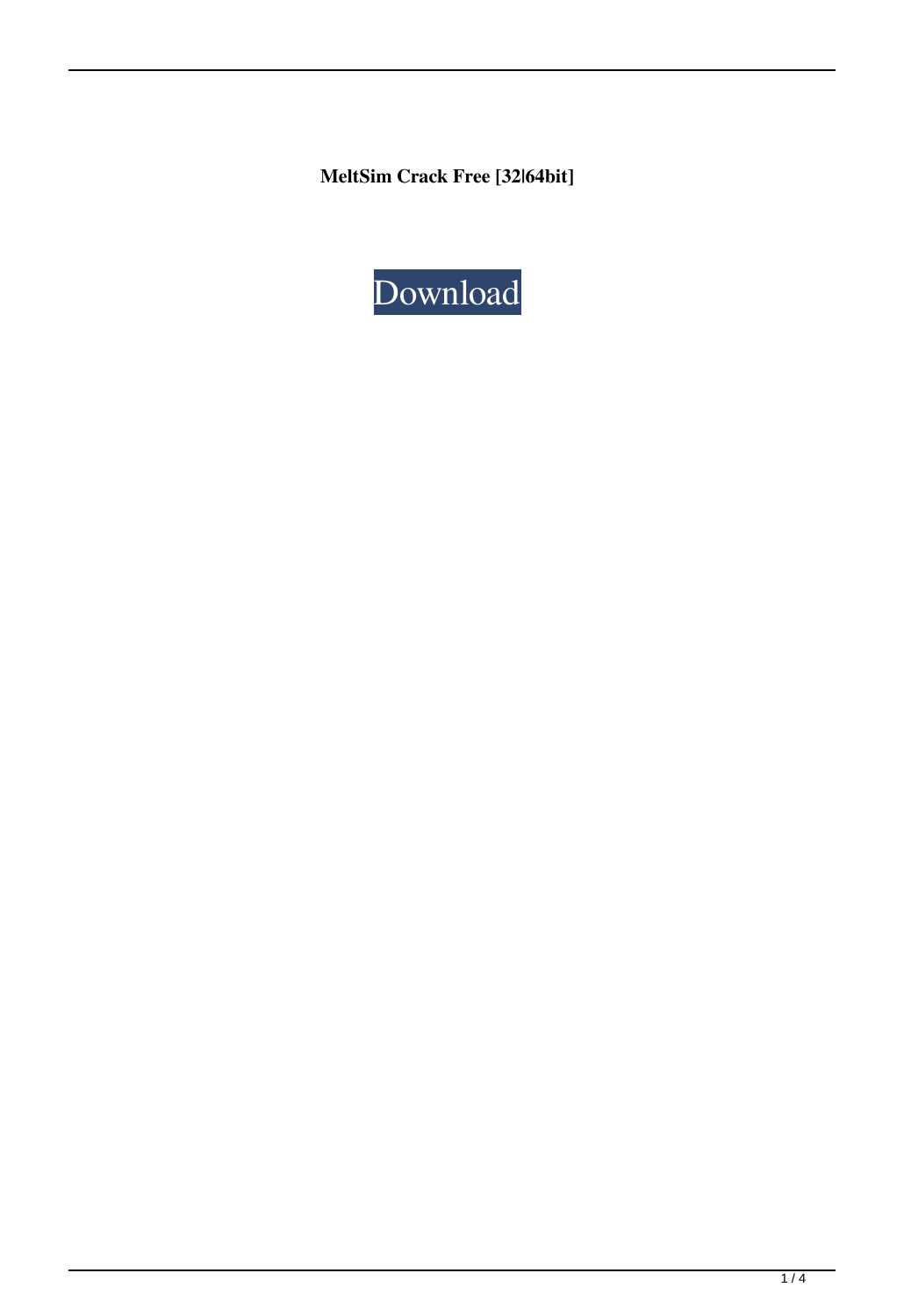**MeltSim Crack Free [32|64bit]**

Download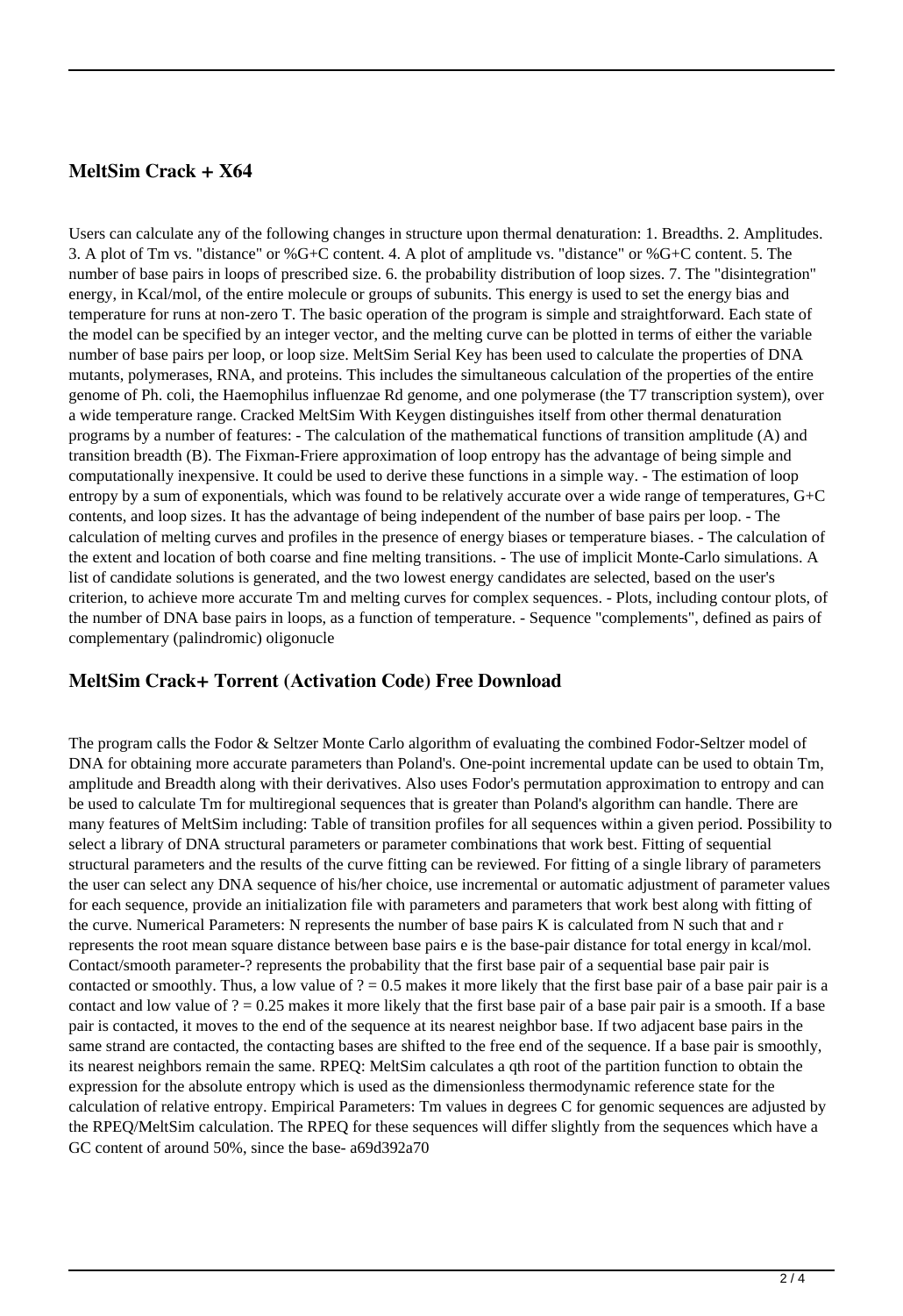## MeltSim Crack + X64

Users can calculate any of the following changes in structure upon thermal denaturation: 1. Breadths. 2. Amplitudes. 3. A plot of Tm vs. "distance" or %G+C content. 4. A plot of amplitude vs. "distance" or %G+C content. 5. The number of base pairs in loops of prescribed size. 6. the probability distribution of loop sizes. 7. The "disintegration" energy, in Kcal/mol, of the entire molecule or groups of subunits. This energy is used to set the energy bias and temperature for runs at non-zero T. The basic operation of the program is simple and straightforward. Each state of the model can be specified by an integer vector, and the melting curve can be plotted in terms of either the variable number of base pairs per loop, or loop size. MeltSim Serial Key has been used to calculate the properties of DNA mutants, polymerases, RNA, and proteins. This includes the simultaneous calculation of the properties of the entire genome of Ph. coli, the Haemophilus influenzae Rd genome, and one polymerase (the T7 transcription system), over a wide temperature range. Cracked MeltSim With Keygen distinguishes itself from other thermal denaturation programs by a number of features: - The calculation of the mathematical functions of transition amplitude (A) and transition breadth (B). The Fixman-Friere approximation of loop entropy has the advantage of being simple and computationally inexpensive. It could be used to derive these functions in a simple way. - The estimation of loop entropy by a sum of exponentials, which was found to be relatively accurate over a wide range of temperatures, G+C contents, and loop sizes. It has the advantage of being independent of the number of base pairs per loop. - The calculation of melting curves and profiles in the presence of energy biases or temperature biases. - The calculation of the extent and location of both coarse and fine melting transitions. - The use of implicit Monte-Carlo simulations. A list of candidate solutions is generated, and the two lowest energy candidates are selected, based on the user's criterion, to achieve more accurate Tm and melting curves for complex sequences. - Plots, including contour plots, of the number of DNA base pairs in loops, as a function of temperature. - Sequence "complements", defined as pairs of complementary (palindromic) oligonucle

## MeltSim Crack+ Torrent (Activation Code) Free Download

The program calls the Fodor & Seltzer Monte Carlo algorithm of evaluating the combined Fodor-Seltzer model of DNA for obtaining more accurate parameters than Poland's. One-point incremental update can be used to obtain Tm, amplitude and Breadth along with their derivatives. Also uses Fodor's permutation approximation to entropy and can be used to calculate Tm for multiregional sequences that is greater than Poland's algorithm can handle. There are many features of MeltSim including: Table of transition profiles for all sequences within a given period. Possibility to select a library of DNA structural parameters or parameter combinations that work best. Fitting of sequential structural parameters and the results of the curve fitting can be reviewed. For fitting of a single library of parameters the user can select any DNA sequence of his/her choice, use incremental or automatic adjustment of parameter values for each sequence, provide an initialization file with parameters and parameters that work best along with fitting of the curve. Numerical Parameters: N represents the number of base pairs K is calculated from N such that and r represents the root mean square distance between base pairs e is the base-pair distance for total energy in kcal/mol. Contact/smooth parameter-? represents the probability that the first base pair of a sequential base pair pair is contacted or smoothly. Thus, a low value of ? = 0.5 makes it more likely that the first base pair of a base pair pair is a contact and low value of ? = 0.25 makes it more likely that the first base pair of a base pair pair is a smooth. If a base pair is contacted, it moves to the end of the sequence at its nearest neighbor base. If two adjacent base pairs in the same strand are contacted, the contacting bases are shifted to the free end of the sequence. If a base pair is smoothly, its nearest neighbors remain the same. RPEQ: MeltSim calculates a qth root of the partition function to obtain the expression for the absolute entropy which is used as the dimensionless thermodynamic reference state for the calculation of relative entropy. Empirical Parameters: Tm values in degrees C for genomic sequences are adjusted by the RPEQ/MeltSim calculation. The RPEQ for these sequences will differ slightly from the sequences which have a GC content of around 50%, since the base- a69d392a70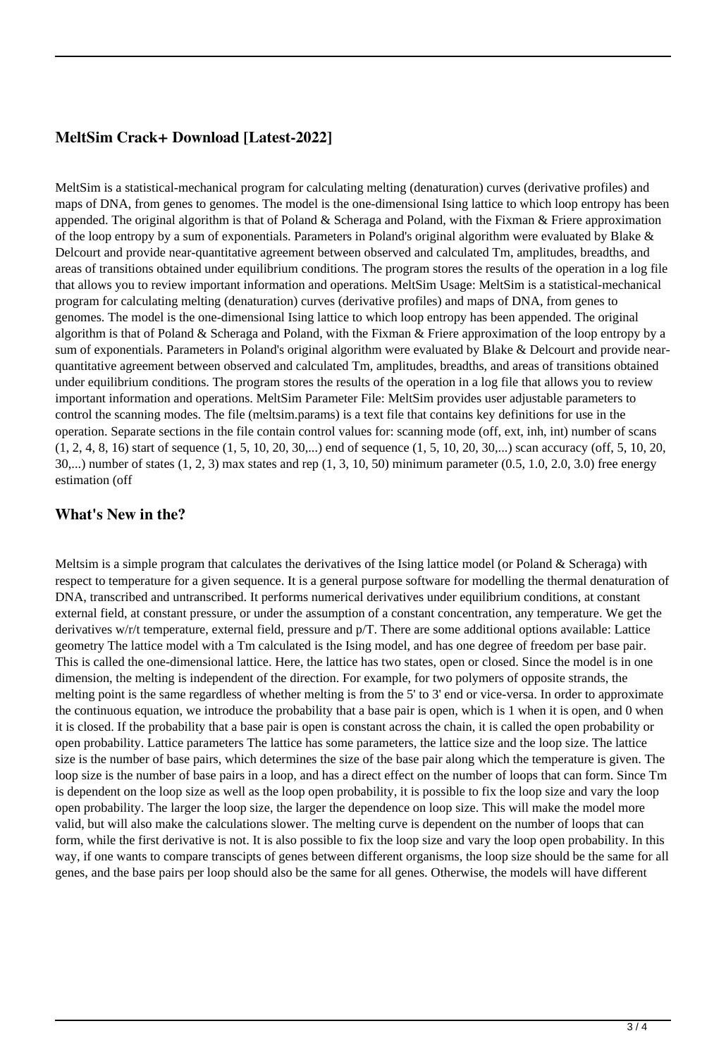## MeltSim Crack+ Download [Latest-2022]

MeltSim is a statistical-mechanical program for calculating melting (denaturation) curves (derivative profiles) and maps of DNA, from genes to genomes. The model is the one-dimensional Ising lattice to which loop entropy has been appended. The original algorithm is that of Poland & Scheraga and Poland, with the Fixman & Friere approximation of the loop entropy by a sum of exponentials. Parameters in Poland's original algorithm were evaluated by Blake & Delcourt and provide near-quantitative agreement between observed and calculated Tm, amplitudes, breadths, and areas of transitions obtained under equilibrium conditions. The program stores the results of the operation in a log file that allows you to review important information and operations. MeltSim Usage: MeltSim is a statistical-mechanical program for calculating melting (denaturation) curves (derivative profiles) and maps of DNA, from genes to genomes. The model is the one-dimensional Ising lattice to which loop entropy has been appended. The original algorithm is that of Poland & Scheraga and Poland, with the Fixman & Friere approximation of the loop entropy by a sum of exponentials. Parameters in Poland's original algorithm were evaluated by Blake & Delcourt and provide near-quantitative agreement between observed and calculated Tm, amplitudes, breadths, and areas of transitions obtained under equilibrium conditions. The program stores the results of the operation in a log file that allows you to review important information and operations. MeltSim Parameter File: MeltSim provides user adjustable parameters to control the scanning modes. The file (meltsim.params) is a text file that contains key definitions for use in the operation. Separate sections in the file contain control values for: scanning mode (off, ext, inh, int) number of scans (1, 2, 4, 8, 16) start of sequence (1, 5, 10, 20, 30,...) end of sequence (1, 5, 10, 20, 30,...) scan accuracy (off, 5, 10, 20, 30,...) number of states (1, 2, 3) max states and rep (1, 3, 10, 50) minimum parameter (0.5, 1.0, 2.0, 3.0) free energy estimation (off

## What's New in the?

Meltsim is a simple program that calculates the derivatives of the Ising lattice model (or Poland & Scheraga) with respect to temperature for a given sequence. It is a general purpose software for modelling the thermal denaturation of DNA, transcribed and untranscribed. It performs numerical derivatives under equilibrium conditions, at constant external field, at constant pressure, or under the assumption of a constant concentration, any temperature. We get the derivatives w/r/t temperature, external field, pressure and p/T. There are some additional options available: Lattice geometry The lattice model with a Tm calculated is the Ising model, and has one degree of freedom per base pair. This is called the one-dimensional lattice. Here, the lattice has two states, open or closed. Since the model is in one dimension, the melting is independent of the direction. For example, for two polymers of opposite strands, the melting point is the same regardless of whether melting is from the 5' to 3' end or vice-versa. In order to approximate the continuous equation, we introduce the probability that a base pair is open, which is 1 when it is open, and 0 when it is closed. If the probability that a base pair is open is constant across the chain, it is called the open probability or open probability. Lattice parameters The lattice has some parameters, the lattice size and the loop size. The lattice size is the number of base pairs, which determines the size of the base pair along which the temperature is given. The loop size is the number of base pairs in a loop, and has a direct effect on the number of loops that can form. Since Tm is dependent on the loop size as well as the loop open probability, it is possible to fix the loop size and vary the loop open probability. The larger the loop size, the larger the dependence on loop size. This will make the model more valid, but will also make the calculations slower. The melting curve is dependent on the number of loops that can form, while the first derivative is not. It is also possible to fix the loop size and vary the loop open probability. In this way, if one wants to compare transcipts of genes between different organisms, the loop size should be the same for all genes, and the base pairs per loop should also be the same for all genes. Otherwise, the models will have different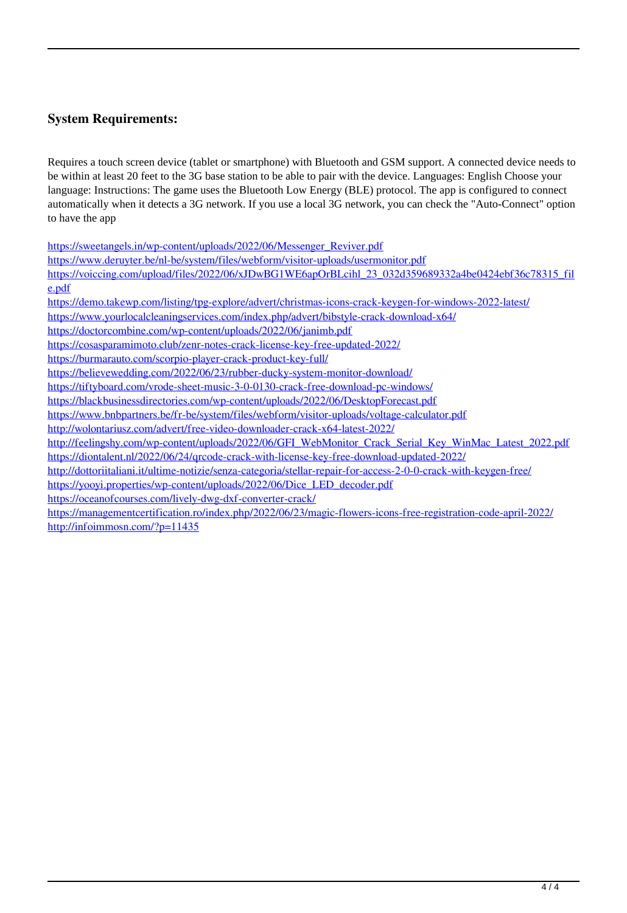## System Requirements:

Requires a touch screen device (tablet or smartphone) with Bluetooth and GSM support. A connected device needs to be within at least 20 feet to the 3G base station to be able to pair with the device. Languages: English Choose your language: Instructions: The game uses the Bluetooth Low Energy (BLE) protocol. The app is configured to connect automatically when it detects a 3G network. If you use a local 3G network, you can check the "Auto-Connect" option to have the app

https://sweetangels.in/wp-content/uploads/2022/06/Messenger_Reviver.pdf
https://www.deruyter.be/nl-be/system/files/webform/visitor-uploads/usermonitor.pdf
https://voiccing.com/upload/files/2022/06/xJDwBG1WE6apOrBLcihl_23_032d359689332a4be0424ebf36c78315_file.pdf
https://demo.takewp.com/listing/tpg-explore/advert/christmas-icons-crack-keygen-for-windows-2022-latest/
https://www.yourlocalcleaningservices.com/index.php/advert/bibstyle-crack-download-x64/
https://doctorcombine.com/wp-content/uploads/2022/06/janimb.pdf
https://cosasparamimoto.club/zenr-notes-crack-license-key-free-updated-2022/
https://burmarauto.com/scorpio-player-crack-product-key-full/
https://believewedding.com/2022/06/23/rubber-ducky-system-monitor-download/
https://tiftyboard.com/vrode-sheet-music-3-0-0130-crack-free-download-pc-windows/
https://blackbusinessdirectories.com/wp-content/uploads/2022/06/DesktopForecast.pdf
https://www.bnbpartners.be/fr-be/system/files/webform/visitor-uploads/voltage-calculator.pdf
http://wolontariusz.com/advert/free-video-downloader-crack-x64-latest-2022/
http://feelingshy.com/wp-content/uploads/2022/06/GFI_WebMonitor_Crack_Serial_Key_WinMac_Latest_2022.pdf
https://diontalent.nl/2022/06/24/qrcode-crack-with-license-key-free-download-updated-2022/
http://dottoriitaliani.it/ultime-notizie/senza-categoria/stellar-repair-for-access-2-0-0-crack-with-keygen-free/
https://yooyi.properties/wp-content/uploads/2022/06/Dice_LED_decoder.pdf
https://oceanofcourses.com/lively-dwg-dxf-converter-crack/
https://managementcertification.ro/index.php/2022/06/23/magic-flowers-icons-free-registration-code-april-2022/
http://infoimmosn.com/?p=11435